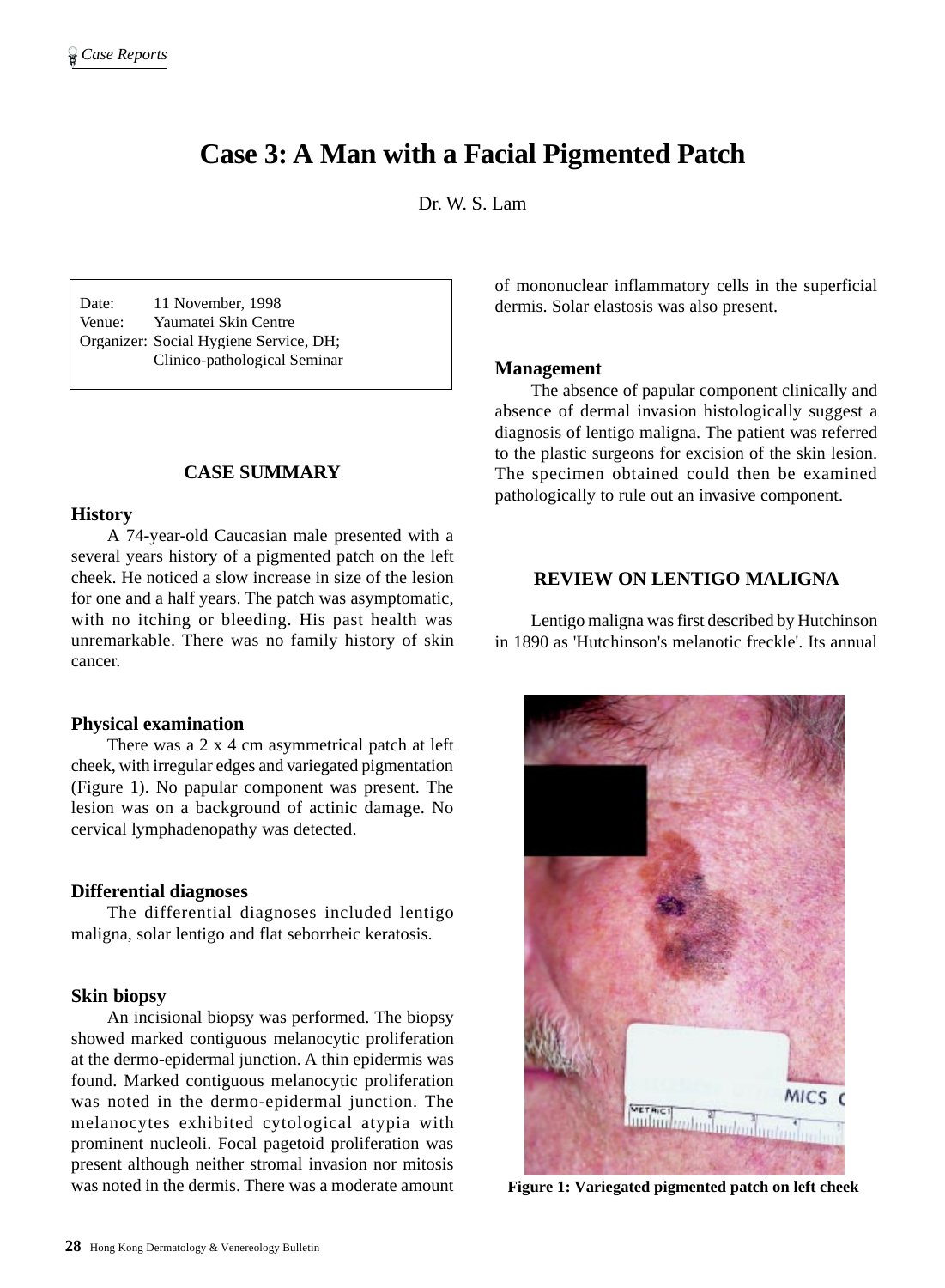# Case 3: A Man with a Facial Pigmented Patch

Dr. W. S. Lam

Date: 11 November, 1998
Venue: Yaumatei Skin Centre
Organizer: Social Hygiene Service, DH; Clinico-pathological Seminar

## CASE SUMMARY

### History

A 74-year-old Caucasian male presented with a several years history of a pigmented patch on the left cheek. He noticed a slow increase in size of the lesion for one and a half years. The patch was asymptomatic, with no itching or bleeding. His past health was unremarkable. There was no family history of skin cancer.

### Physical examination

There was a 2 x 4 cm asymmetrical patch at left cheek, with irregular edges and variegated pigmentation (Figure 1). No papular component was present. The lesion was on a background of actinic damage. No cervical lymphadenopathy was detected.

### Differential diagnoses

The differential diagnoses included lentigo maligna, solar lentigo and flat seborrheic keratosis.

### Skin biopsy

An incisional biopsy was performed. The biopsy showed marked contiguous melanocytic proliferation at the dermo-epidermal junction. A thin epidermis was found. Marked contiguous melanocytic proliferation was noted in the dermo-epidermal junction. The melanocytes exhibited cytological atypia with prominent nucleoli. Focal pagetoid proliferation was present although neither stromal invasion nor mitosis was noted in the dermis. There was a moderate amount of mononuclear inflammatory cells in the superficial dermis. Solar elastosis was also present.

### Management

The absence of papular component clinically and absence of dermal invasion histologically suggest a diagnosis of lentigo maligna. The patient was referred to the plastic surgeons for excision of the skin lesion. The specimen obtained could then be examined pathologically to rule out an invasive component.

## REVIEW ON LENTIGO MALIGNA

Lentigo maligna was first described by Hutchinson in 1890 as 'Hutchinson's melanotic freckle'. Its annual

**Figure 1: Variegated pigmented patch on left cheek**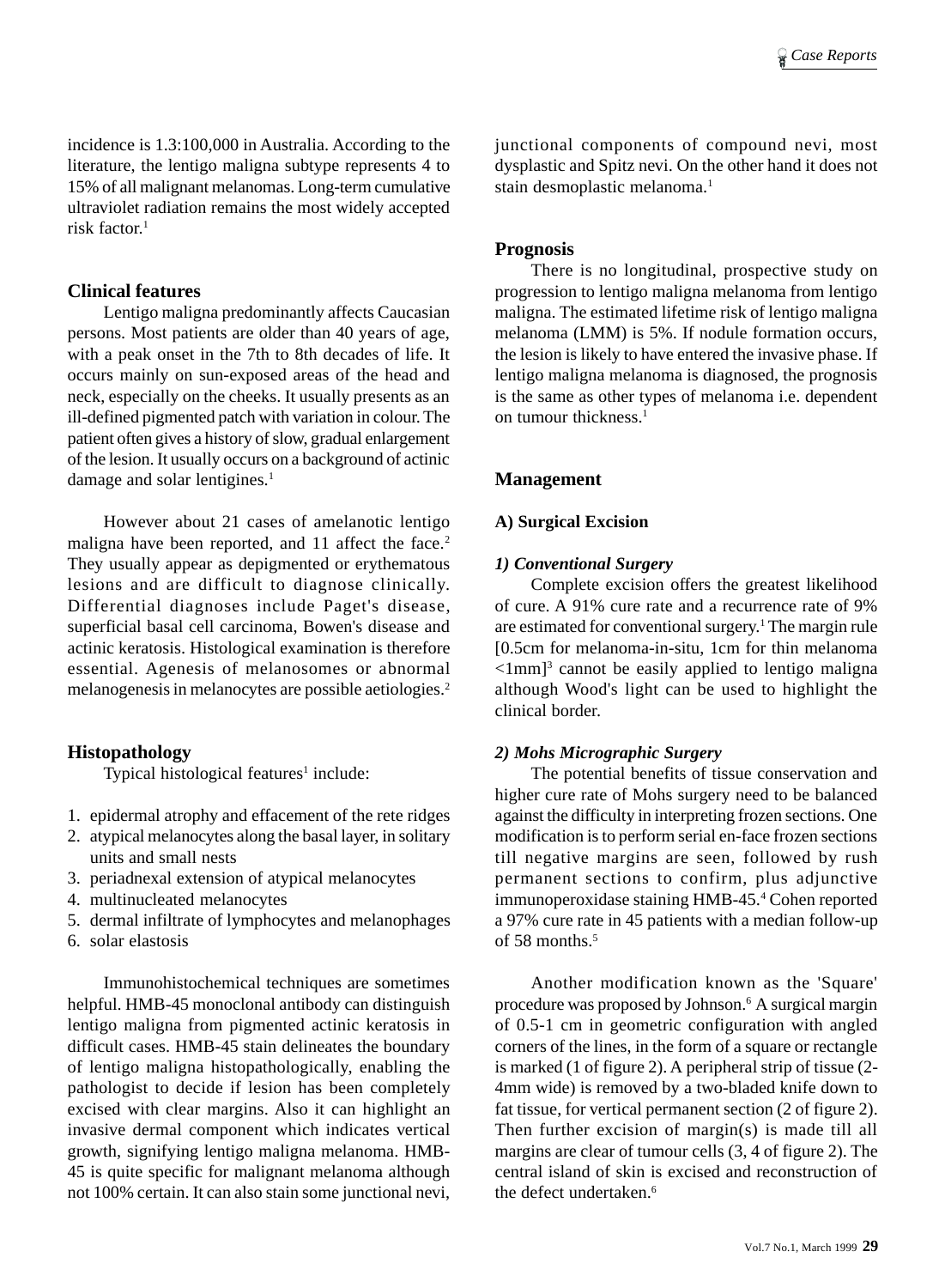incidence is 1.3:100,000 in Australia. According to the literature, the lentigo maligna subtype represents 4 to 15% of all malignant melanomas. Long-term cumulative ultraviolet radiation remains the most widely accepted risk factor.[1]

## Clinical features

Lentigo maligna predominantly affects Caucasian persons. Most patients are older than 40 years of age, with a peak onset in the 7th to 8th decades of life. It occurs mainly on sun-exposed areas of the head and neck, especially on the cheeks. It usually presents as an ill-defined pigmented patch with variation in colour. The patient often gives a history of slow, gradual enlargement of the lesion. It usually occurs on a background of actinic damage and solar lentigines.[1]

However about 21 cases of amelanotic lentigo maligna have been reported, and 11 affect the face.[2] They usually appear as depigmented or erythematous lesions and are difficult to diagnose clinically. Differential diagnoses include Paget's disease, superficial basal cell carcinoma, Bowen's disease and actinic keratosis. Histological examination is therefore essential. Agenesis of melanosomes or abnormal melanogenesis in melanocytes are possible aetiologies.[2]

## Histopathology

Typical histological features[1] include:

1. epidermal atrophy and effacement of the rete ridges
2. atypical melanocytes along the basal layer, in solitary units and small nests
3. periadnexal extension of atypical melanocytes
4. multinucleated melanocytes
5. dermal infiltrate of lymphocytes and melanophages
6. solar elastosis

Immunohistochemical techniques are sometimes helpful. HMB-45 monoclonal antibody can distinguish lentigo maligna from pigmented actinic keratosis in difficult cases. HMB-45 stain delineates the boundary of lentigo maligna histopathologically, enabling the pathologist to decide if lesion has been completely excised with clear margins. Also it can highlight an invasive dermal component which indicates vertical growth, signifying lentigo maligna melanoma. HMB-45 is quite specific for malignant melanoma although not 100% certain. It can also stain some junctional nevi, junctional components of compound nevi, most dysplastic and Spitz nevi. On the other hand it does not stain desmoplastic melanoma.[1]

## Prognosis

There is no longitudinal, prospective study on progression to lentigo maligna melanoma from lentigo maligna. The estimated lifetime risk of lentigo maligna melanoma (LMM) is 5%. If nodule formation occurs, the lesion is likely to have entered the invasive phase. If lentigo maligna melanoma is diagnosed, the prognosis is the same as other types of melanoma i.e. dependent on tumour thickness.[1]

## Management

### A) Surgical Excision

#### *1) Conventional Surgery*

Complete excision offers the greatest likelihood of cure. A 91% cure rate and a recurrence rate of 9% are estimated for conventional surgery.[1] The margin rule [0.5cm for melanoma-in-situ, 1cm for thin melanoma <1mm][3] cannot be easily applied to lentigo maligna although Wood's light can be used to highlight the clinical border.

#### *2) Mohs Micrographic Surgery*

The potential benefits of tissue conservation and higher cure rate of Mohs surgery need to be balanced against the difficulty in interpreting frozen sections. One modification is to perform serial en-face frozen sections till negative margins are seen, followed by rush permanent sections to confirm, plus adjunctive immunoperoxidase staining HMB-45.[4] Cohen reported a 97% cure rate in 45 patients with a median follow-up of 58 months.[5]

Another modification known as the 'Square' procedure was proposed by Johnson.[6] A surgical margin of 0.5-1 cm in geometric configuration with angled corners of the lines, in the form of a square or rectangle is marked (1 of figure 2). A peripheral strip of tissue (2-4mm wide) is removed by a two-bladed knife down to fat tissue, for vertical permanent section (2 of figure 2). Then further excision of margin(s) is made till all margins are clear of tumour cells (3, 4 of figure 2). The central island of skin is excised and reconstruction of the defect undertaken.[6]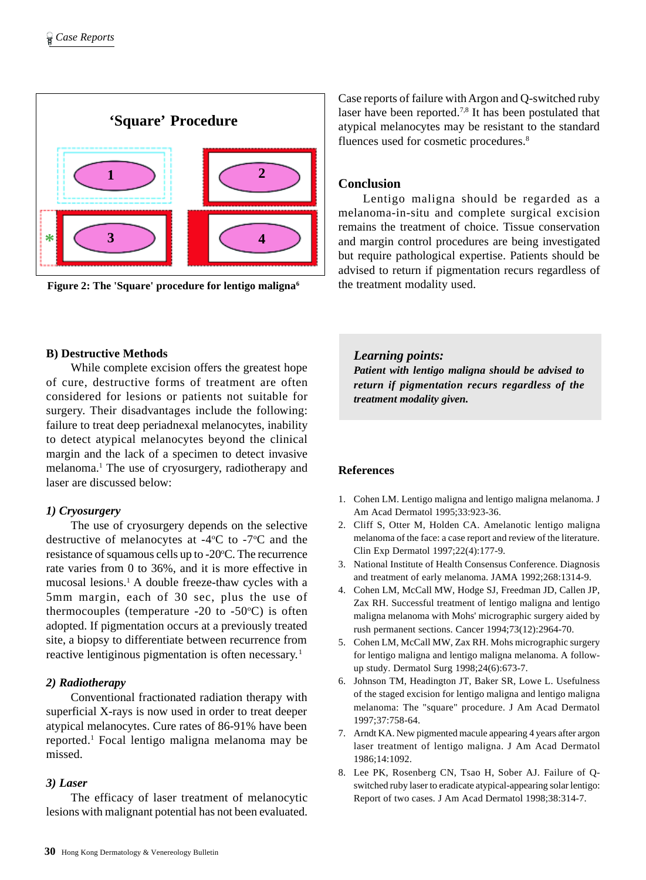'Square' Procedure

1

2

3

4

*

**Figure 2: The 'Square' procedure for lentigo maligna[6]**

### B) Destructive Methods

While complete excision offers the greatest hope of cure, destructive forms of treatment are often considered for lesions or patients not suitable for surgery. Their disadvantages include the following: failure to treat deep periadnexal melanocytes, inability to detect atypical melanocytes beyond the clinical margin and the lack of a specimen to detect invasive melanoma.[1] The use of cryosurgery, radiotherapy and laser are discussed below:

#### *1) Cryosurgery*

The use of cryosurgery depends on the selective destructive of melanocytes at -4°C to -7°C and the resistance of squamous cells up to -20°C. The recurrence rate varies from 0 to 36%, and it is more effective in mucosal lesions.[1] A double freeze-thaw cycles with a 5mm margin, each of 30 sec, plus the use of thermocouples (temperature -20 to -50°C) is often adopted. If pigmentation occurs at a previously treated site, a biopsy to differentiate between recurrence from reactive lentiginous pigmentation is often necessary.[1]

#### *2) Radiotherapy*

Conventional fractionated radiation therapy with superficial X-rays is now used in order to treat deeper atypical melanocytes. Cure rates of 86-91% have been reported.[1] Focal lentigo maligna melanoma may be missed.

#### *3) Laser*

The efficacy of laser treatment of melanocytic lesions with malignant potential has not been evaluated. Case reports of failure with Argon and Q-switched ruby laser have been reported.[7,8] It has been postulated that atypical melanocytes may be resistant to the standard fluences used for cosmetic procedures.[8]

## Conclusion

Lentigo maligna should be regarded as a melanoma-in-situ and complete surgical excision remains the treatment of choice. Tissue conservation and margin control procedures are being investigated but require pathological expertise. Patients should be advised to return if pigmentation recurs regardless of the treatment modality used.

> ***Learning points:***
> ***Patient with lentigo maligna should be advised to return if pigmentation recurs regardless of the treatment modality given.***

## References

1. Cohen LM. Lentigo maligna and lentigo maligna melanoma. J Am Acad Dermatol 1995;33:923-36.
2. Cliff S, Otter M, Holden CA. Amelanotic lentigo maligna melanoma of the face: a case report and review of the literature. Clin Exp Dermatol 1997;22(4):177-9.
3. National Institute of Health Consensus Conference. Diagnosis and treatment of early melanoma. JAMA 1992;268:1314-9.
4. Cohen LM, McCall MW, Hodge SJ, Freedman JD, Callen JP, Zax RH. Successful treatment of lentigo maligna and lentigo maligna melanoma with Mohs' micrographic surgery aided by rush permanent sections. Cancer 1994;73(12):2964-70.
5. Cohen LM, McCall MW, Zax RH. Mohs micrographic surgery for lentigo maligna and lentigo maligna melanoma. A follow-up study. Dermatol Surg 1998;24(6):673-7.
6. Johnson TM, Headington JT, Baker SR, Lowe L. Usefulness of the staged excision for lentigo maligna and lentigo maligna melanoma: The "square" procedure. J Am Acad Dermatol 1997;37:758-64.
7. Arndt KA. New pigmented macule appearing 4 years after argon laser treatment of lentigo maligna. J Am Acad Dermatol 1986;14:1092.
8. Lee PK, Rosenberg CN, Tsao H, Sober AJ. Failure of Q-switched ruby laser to eradicate atypical-appearing solar lentigo: Report of two cases. J Am Acad Dermatol 1998;38:314-7.